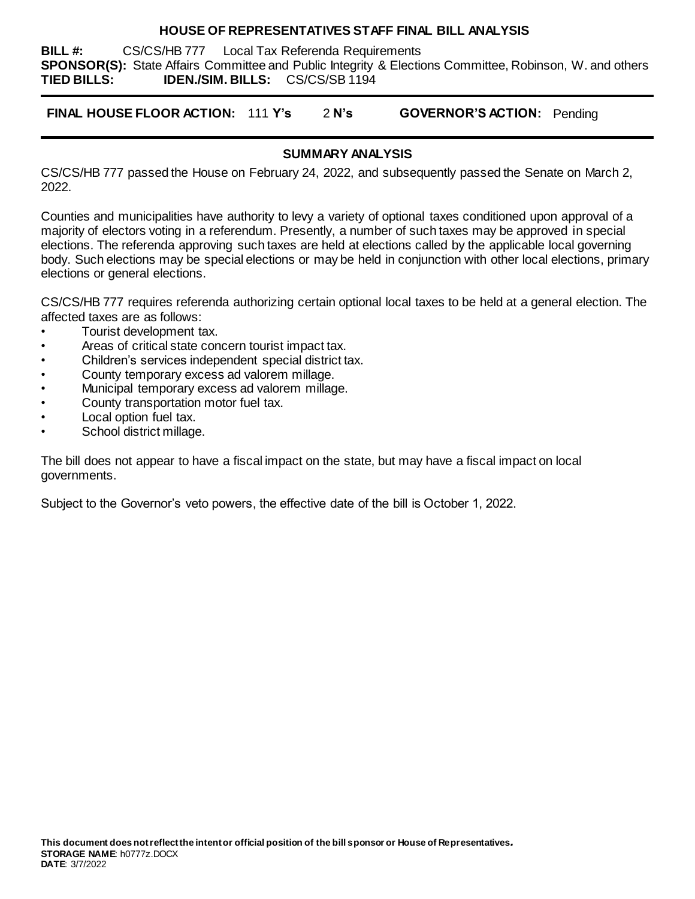# HOUSE OF REPRESENTATIVES STAFF FINAL BILL ANALYSIS

**BILL #:** CS/CS/HB 777 Local Tax Referenda Requirements
**SPONSOR(S):** State Affairs Committee and Public Integrity & Elections Committee, Robinson, W. and others
**TIED BILLS:** **IDEN./SIM. BILLS:** CS/CS/SB 1194

**FINAL HOUSE FLOOR ACTION:** 111 **Y's** 2 **N's** **GOVERNOR'S ACTION:** Pending

## SUMMARY ANALYSIS

CS/CS/HB 777 passed the House on February 24, 2022, and subsequently passed the Senate on March 2, 2022.

Counties and municipalities have authority to levy a variety of optional taxes conditioned upon approval of a majority of electors voting in a referendum. Presently, a number of such taxes may be approved in special elections. The referenda approving such taxes are held at elections called by the applicable local governing body. Such elections may be special elections or may be held in conjunction with other local elections, primary elections or general elections.

CS/CS/HB 777 requires referenda authorizing certain optional local taxes to be held at a general election. The affected taxes are as follows:

- Tourist development tax.
- Areas of critical state concern tourist impact tax.
- Children's services independent special district tax.
- County temporary excess ad valorem millage.
- Municipal temporary excess ad valorem millage.
- County transportation motor fuel tax.
- Local option fuel tax.
- School district millage.

The bill does not appear to have a fiscal impact on the state, but may have a fiscal impact on local governments.

Subject to the Governor's veto powers, the effective date of the bill is October 1, 2022.

**This document does not reflect the intent or official position of the bill sponsor or House of Representatives.**
**STORAGE NAME**: h0777z.DOCX
**DATE**: 3/7/2022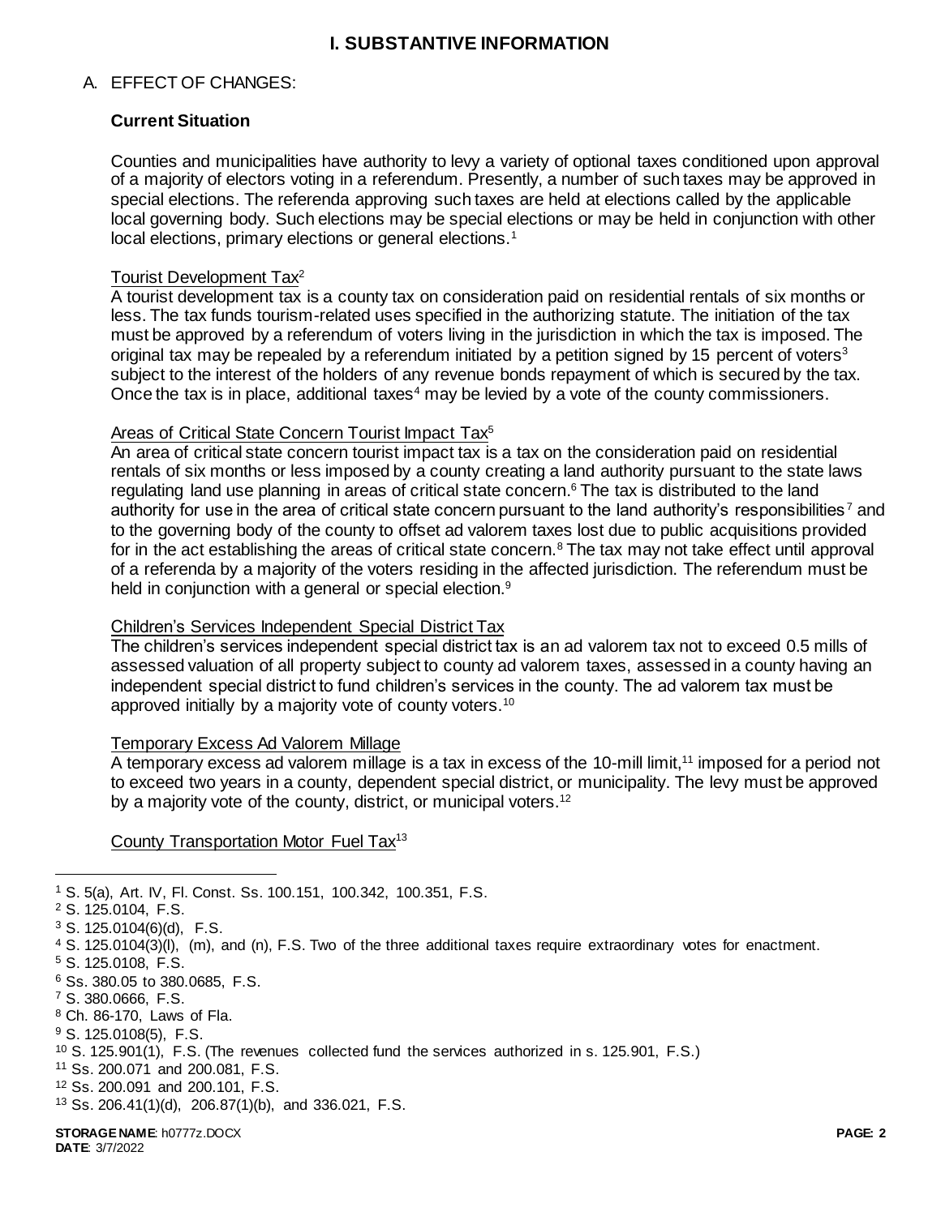# I. SUBSTANTIVE INFORMATION

## A. EFFECT OF CHANGES:

### Current Situation

Counties and municipalities have authority to levy a variety of optional taxes conditioned upon approval of a majority of electors voting in a referendum. Presently, a number of such taxes may be approved in special elections. The referenda approving such taxes are held at elections called by the applicable local governing body. Such elections may be special elections or may be held in conjunction with other local elections, primary elections or general elections.[1]

Tourist Development Tax[2]

A tourist development tax is a county tax on consideration paid on residential rentals of six months or less. The tax funds tourism-related uses specified in the authorizing statute. The initiation of the tax must be approved by a referendum of voters living in the jurisdiction in which the tax is imposed. The original tax may be repealed by a referendum initiated by a petition signed by 15 percent of voters[3] subject to the interest of the holders of any revenue bonds repayment of which is secured by the tax. Once the tax is in place, additional taxes[4] may be levied by a vote of the county commissioners.

Areas of Critical State Concern Tourist Impact Tax[5]

An area of critical state concern tourist impact tax is a tax on the consideration paid on residential rentals of six months or less imposed by a county creating a land authority pursuant to the state laws regulating land use planning in areas of critical state concern.[6] The tax is distributed to the land authority for use in the area of critical state concern pursuant to the land authority's responsibilities[7] and to the governing body of the county to offset ad valorem taxes lost due to public acquisitions provided for in the act establishing the areas of critical state concern.[8] The tax may not take effect until approval of a referenda by a majority of the voters residing in the affected jurisdiction. The referendum must be held in conjunction with a general or special election.[9]

Children's Services Independent Special District Tax

The children's services independent special district tax is an ad valorem tax not to exceed 0.5 mills of assessed valuation of all property subject to county ad valorem taxes, assessed in a county having an independent special district to fund children's services in the county. The ad valorem tax must be approved initially by a majority vote of county voters.[10]

Temporary Excess Ad Valorem Millage

A temporary excess ad valorem millage is a tax in excess of the 10-mill limit,[11] imposed for a period not to exceed two years in a county, dependent special district, or municipality. The levy must be approved by a majority vote of the county, district, or municipal voters.[12]

County Transportation Motor Fuel Tax[13]

---

[1] S. 5(a), Art. IV, Fl. Const. Ss. 100.151, 100.342, 100.351, F.S.
[2] S. 125.0104, F.S.
[3] S. 125.0104(6)(d), F.S.
[4] S. 125.0104(3)(l), (m), and (n), F.S. Two of the three additional taxes require extraordinary votes for enactment.
[5] S. 125.0108, F.S.
[6] Ss. 380.05 to 380.0685, F.S.
[7] S. 380.0666, F.S.
[8] Ch. 86-170, Laws of Fla.
[9] S. 125.0108(5), F.S.
[10] S. 125.901(1), F.S. (The revenues collected fund the services authorized in s. 125.901, F.S.)
[11] Ss. 200.071 and 200.081, F.S.
[12] Ss. 200.091 and 200.101, F.S.
[13] Ss. 206.41(1)(d), 206.87(1)(b), and 336.021, F.S.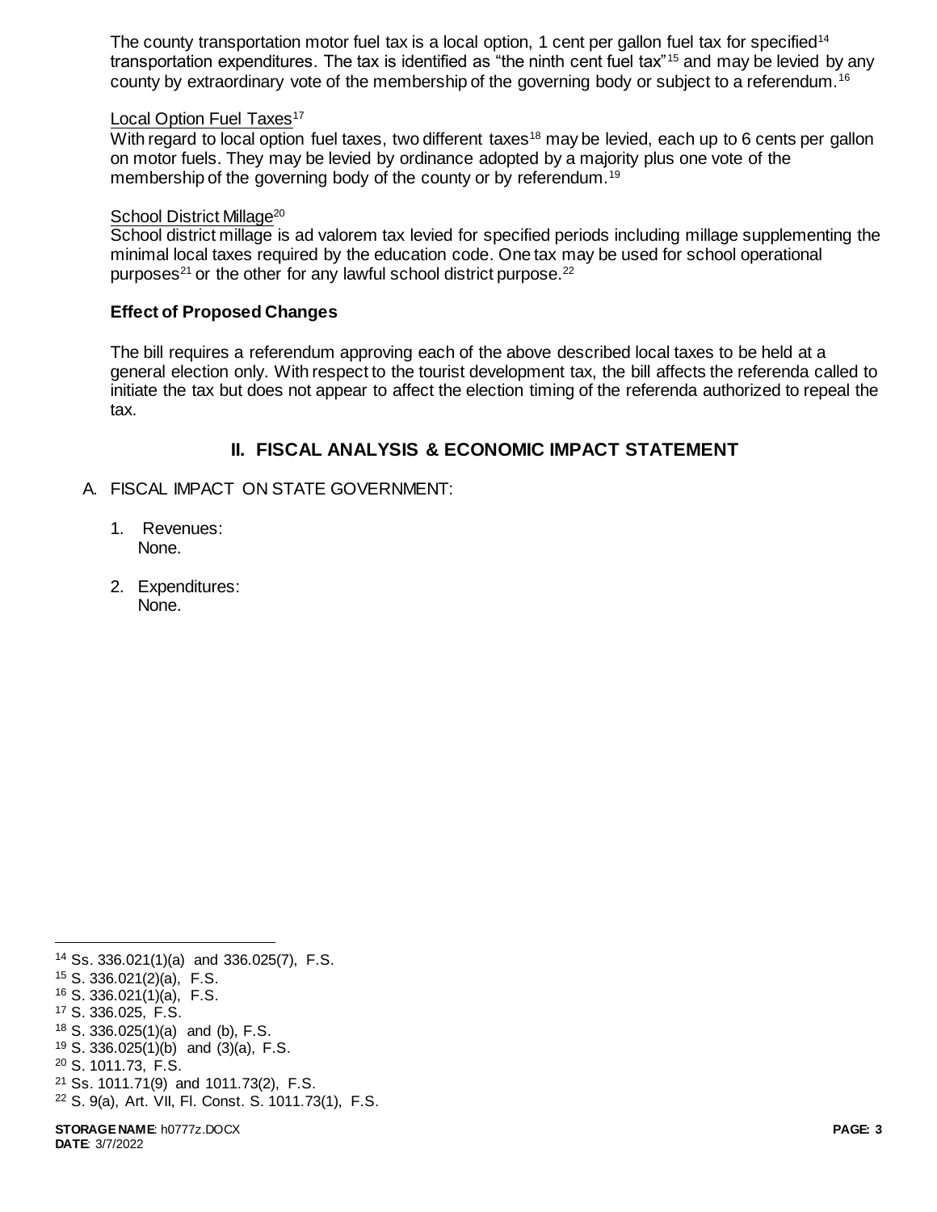The county transportation motor fuel tax is a local option, 1 cent per gallon fuel tax for specified[14] transportation expenditures. The tax is identified as "the ninth cent fuel tax"[15] and may be levied by any county by extraordinary vote of the membership of the governing body or subject to a referendum.[16]

Local Option Fuel Taxes[17]

With regard to local option fuel taxes, two different taxes[18] may be levied, each up to 6 cents per gallon on motor fuels. They may be levied by ordinance adopted by a majority plus one vote of the membership of the governing body of the county or by referendum.[19]

School District Millage[20]

School district millage is ad valorem tax levied for specified periods including millage supplementing the minimal local taxes required by the education code. One tax may be used for school operational purposes[21] or the other for any lawful school district purpose.[22]

**Effect of Proposed Changes**

The bill requires a referendum approving each of the above described local taxes to be held at a general election only. With respect to the tourist development tax, the bill affects the referenda called to initiate the tax but does not appear to affect the election timing of the referenda authorized to repeal the tax.

## II. FISCAL ANALYSIS & ECONOMIC IMPACT STATEMENT

A. FISCAL IMPACT ON STATE GOVERNMENT:

1. Revenues:
   None.

2. Expenditures:
   None.

---

[14] Ss. 336.021(1)(a) and 336.025(7), F.S.
[15] S. 336.021(2)(a), F.S.
[16] S. 336.021(1)(a), F.S.
[17] S. 336.025, F.S.
[18] S. 336.025(1)(a) and (b), F.S.
[19] S. 336.025(1)(b) and (3)(a), F.S.
[20] S. 1011.73, F.S.
[21] Ss. 1011.71(9) and 1011.73(2), F.S.
[22] S. 9(a), Art. VII, Fl. Const. S. 1011.73(1), F.S.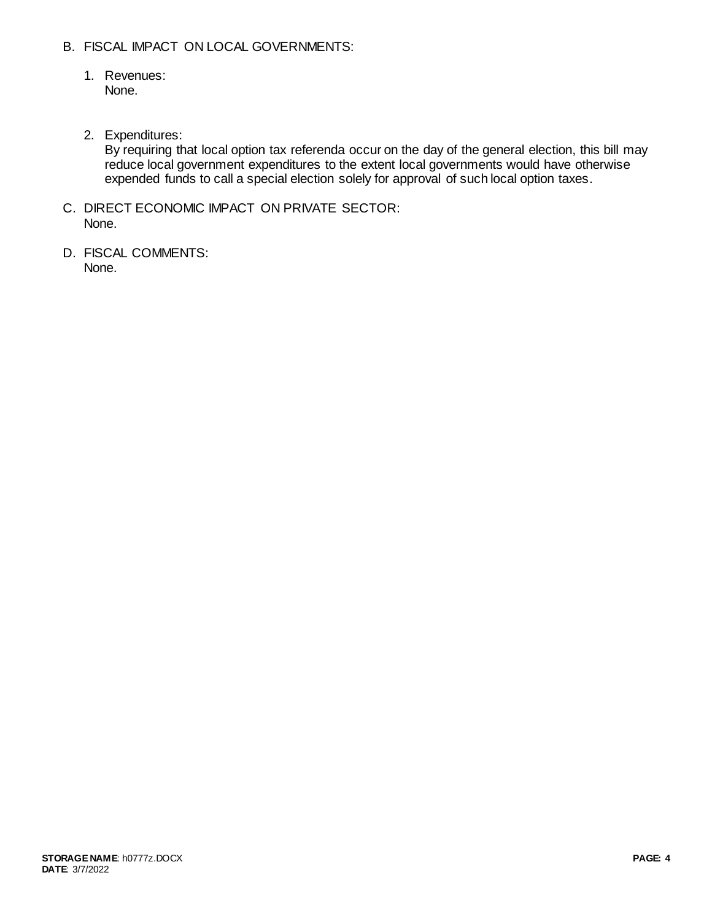B. FISCAL IMPACT ON LOCAL GOVERNMENTS:

1. Revenues:
   None.

2. Expenditures:
   By requiring that local option tax referenda occur on the day of the general election, this bill may reduce local government expenditures to the extent local governments would have otherwise expended funds to call a special election solely for approval of such local option taxes.

C. DIRECT ECONOMIC IMPACT ON PRIVATE SECTOR:
   None.

D. FISCAL COMMENTS:
   None.